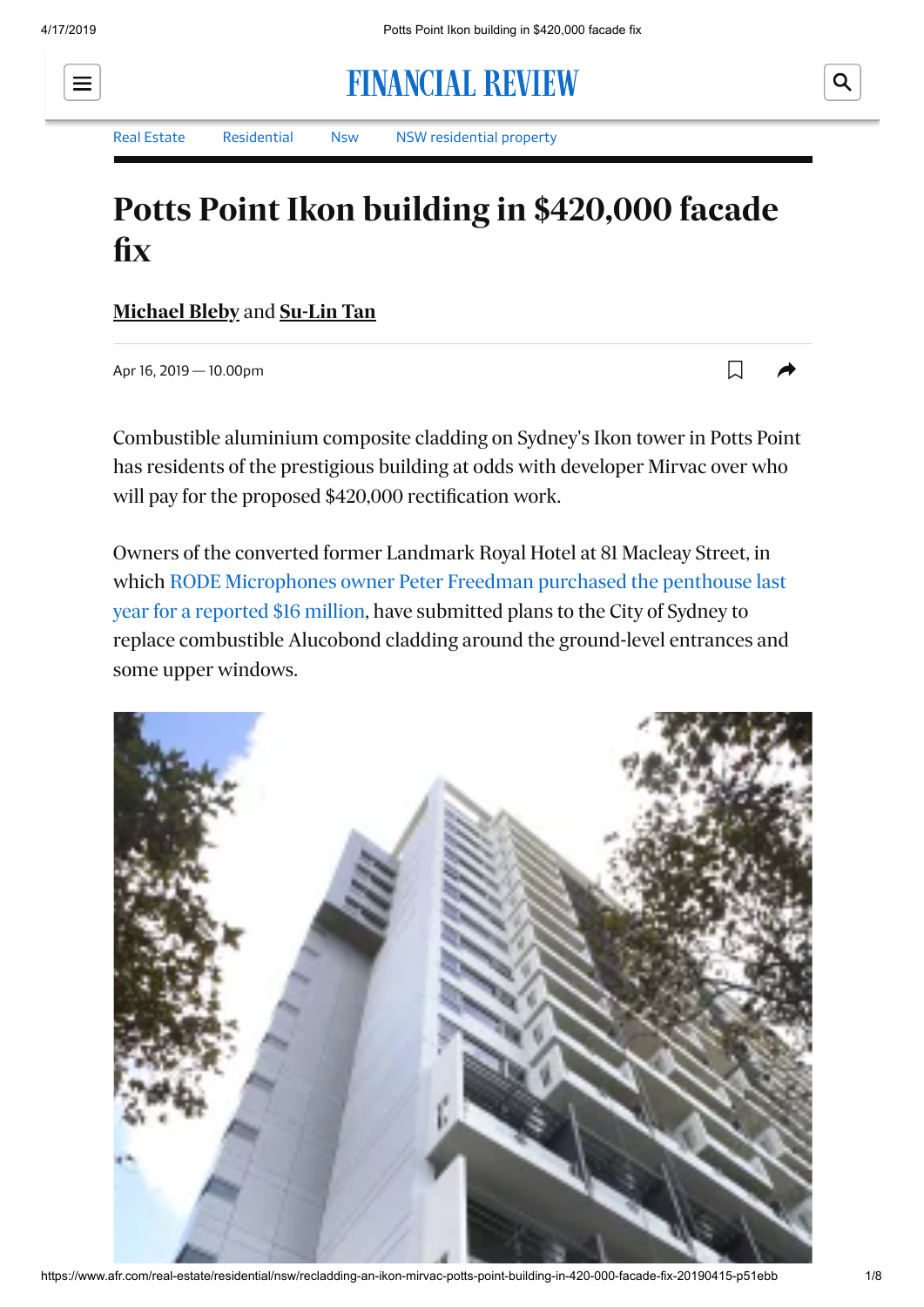Real Estate Residential Nsw NSW residential property

# Potts Point Ikon building in $420,000 facade fix

**Michael Bleby** and **Su-Lin Tan**

Apr 16, 2019 — 10.00pm

Combustible aluminium composite cladding on Sydney's Ikon tower in Potts Point has residents of the prestigious building at odds with developer Mirvac over who will pay for the proposed $420,000 rectification work.

Owners of the converted former Landmark Royal Hotel at 81 Macleay Street, in which RODE Microphones owner Peter Freedman purchased the penthouse last year for a reported $16 million, have submitted plans to the City of Sydney to replace combustible Alucobond cladding around the ground-level entrances and some upper windows.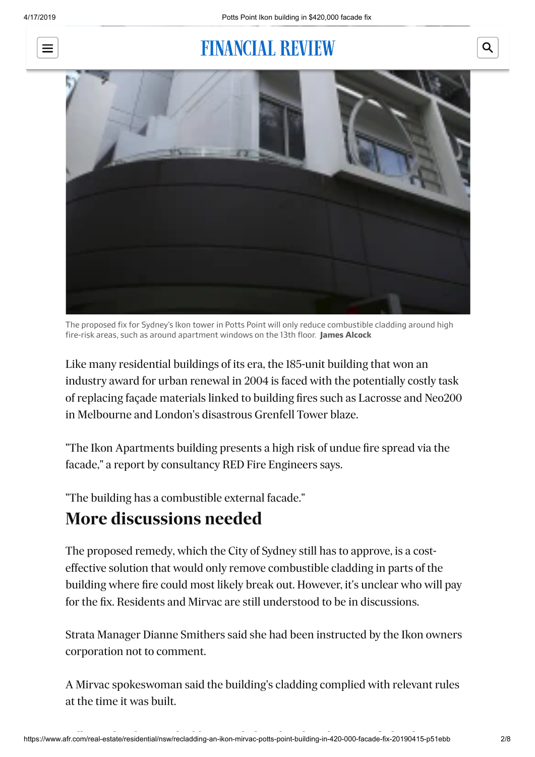The proposed fix for Sydney's Ikon tower in Potts Point will only reduce combustible cladding around high fire-risk areas, such as around apartment windows on the 13th floor. **James Alcock**

Like many residential buildings of its era, the 185-unit building that won an industry award for urban renewal in 2004 is faced with the potentially costly task of replacing façade materials linked to building fires such as Lacrosse and Neo200 in Melbourne and London's disastrous Grenfell Tower blaze.

"The Ikon Apartments building presents a high risk of undue fire spread via the facade," a report by consultancy RED Fire Engineers says.

"The building has a combustible external facade."

## More discussions needed

The proposed remedy, which the City of Sydney still has to approve, is a cost-effective solution that would only remove combustible cladding in parts of the building where fire could most likely break out. However, it's unclear who will pay for the fix. Residents and Mirvac are still understood to be in discussions.

Strata Manager Dianne Smithers said she had been instructed by the Ikon owners corporation not to comment.

A Mirvac spokeswoman said the building's cladding complied with relevant rules at the time it was built.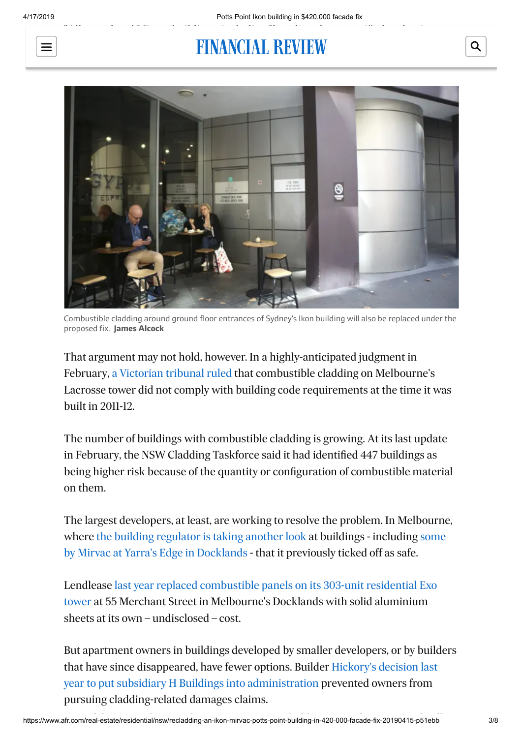Combustible cladding around ground floor entrances of Sydney's Ikon building will also be replaced under the proposed fix. **James Alcock**

That argument may not hold, however. In a highly-anticipated judgment in February, a Victorian tribunal ruled that combustible cladding on Melbourne's Lacrosse tower did not comply with building code requirements at the time it was built in 2011-12.

The number of buildings with combustible cladding is growing. At its last update in February, the NSW Cladding Taskforce said it had identified 447 buildings as being higher risk because of the quantity or configuration of combustible material on them.

The largest developers, at least, are working to resolve the problem. In Melbourne, where the building regulator is taking another look at buildings - including some by Mirvac at Yarra's Edge in Docklands - that it previously ticked off as safe.

Lendlease last year replaced combustible panels on its 303-unit residential Exo tower at 55 Merchant Street in Melbourne's Docklands with solid aluminium sheets at its own – undisclosed – cost.

But apartment owners in buildings developed by smaller developers, or by builders that have since disappeared, have fewer options. Builder Hickory's decision last year to put subsidiary H Buildings into administration prevented owners from pursuing cladding-related damages claims.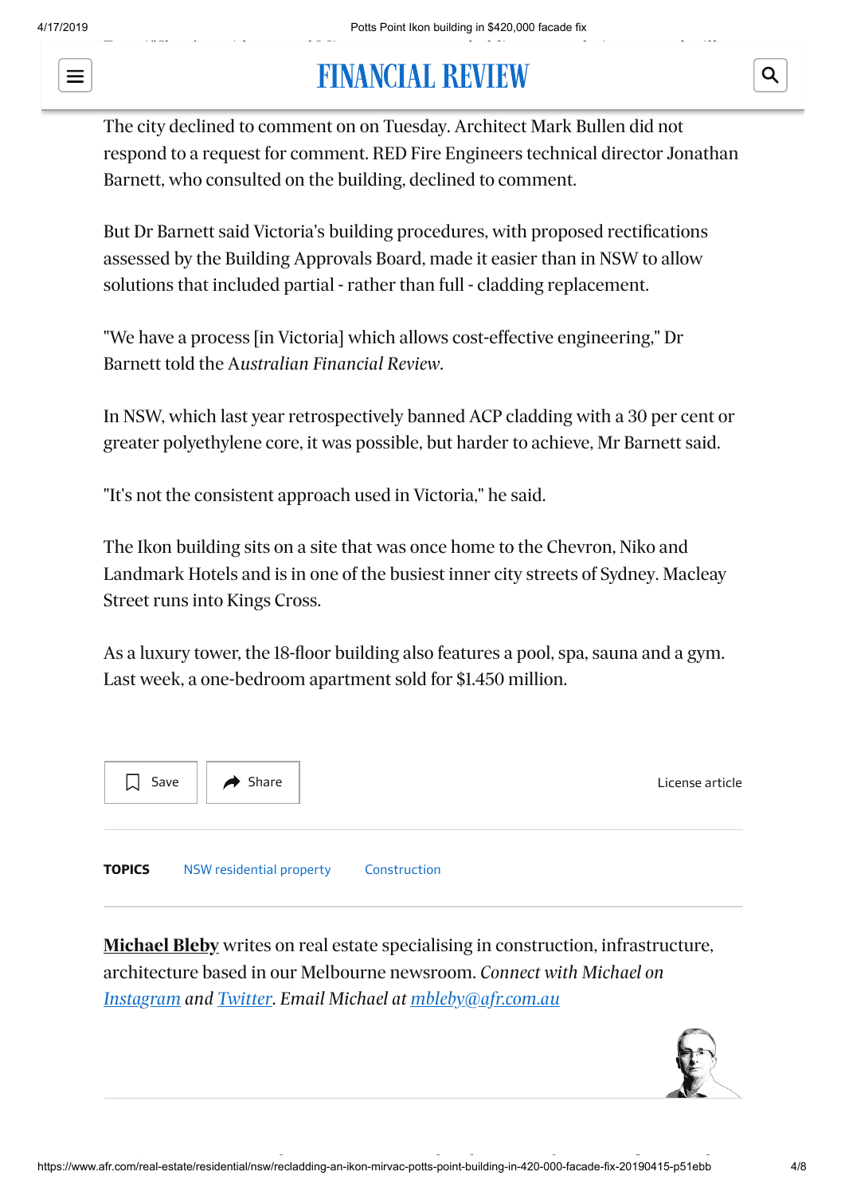The city declined to comment on on Tuesday. Architect Mark Bullen did not respond to a request for comment. RED Fire Engineers technical director Jonathan Barnett, who consulted on the building, declined to comment.

But Dr Barnett said Victoria's building procedures, with proposed rectifications assessed by the Building Approvals Board, made it easier than in NSW to allow solutions that included partial - rather than full - cladding replacement.

"We have a process [in Victoria] which allows cost-effective engineering," Dr Barnett told the *Australian Financial Review*.

In NSW, which last year retrospectively banned ACP cladding with a 30 per cent or greater polyethylene core, it was possible, but harder to achieve, Mr Barnett said.

"It's not the consistent approach used in Victoria," he said.

The Ikon building sits on a site that was once home to the Chevron, Niko and Landmark Hotels and is in one of the busiest inner city streets of Sydney. Macleay Street runs into Kings Cross.

As a luxury tower, the 18-floor building also features a pool, spa, sauna and a gym. Last week, a one-bedroom apartment sold for $1.450 million.

Save | Share | License article

**TOPICS** NSW residential property Construction

**Michael Bleby** writes on real estate specialising in construction, infrastructure, architecture based in our Melbourne newsroom. *Connect with Michael on Instagram and Twitter. Email Michael at mbleby@afr.com.au*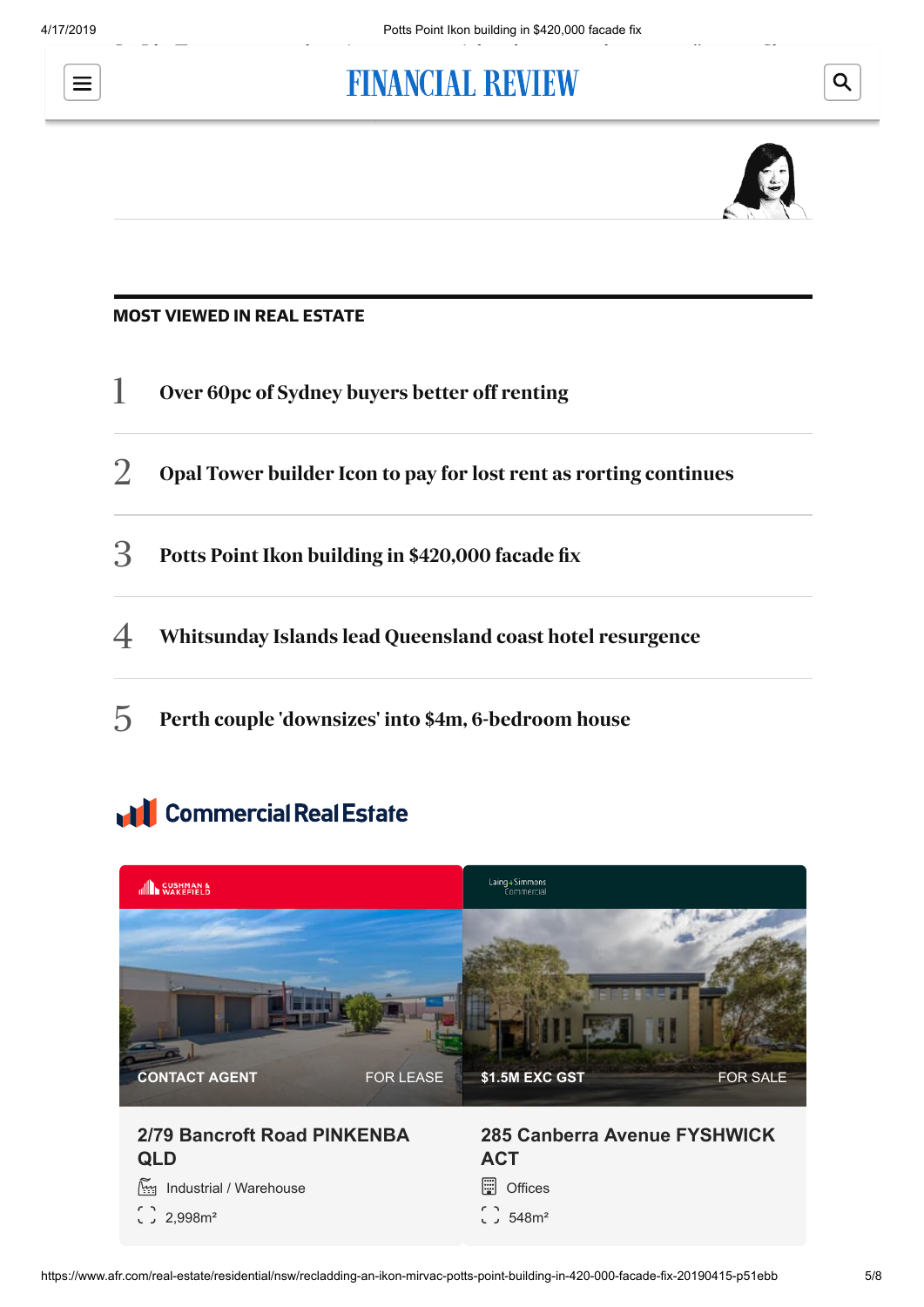## MOST VIEWED IN REAL ESTATE

1. Over 60pc of Sydney buyers better off renting
2. Opal Tower builder Icon to pay for lost rent as rorting continues
3. Potts Point Ikon building in $420,000 facade fix
4. Whitsunday Islands lead Queensland coast hotel resurgence
5. Perth couple 'downsizes' into $4m, 6-bedroom house

## Commercial Real Estate

CUSHMAN & WAKEFIELD

CONTACT AGENT FOR LEASE

**2/79 Bancroft Road PINKENBA QLD**

Industrial / Warehouse

2,998m²

Laing+Simmons Commercial

$1.5M EXC GST FOR SALE

**285 Canberra Avenue FYSHWICK ACT**

Offices

548m²